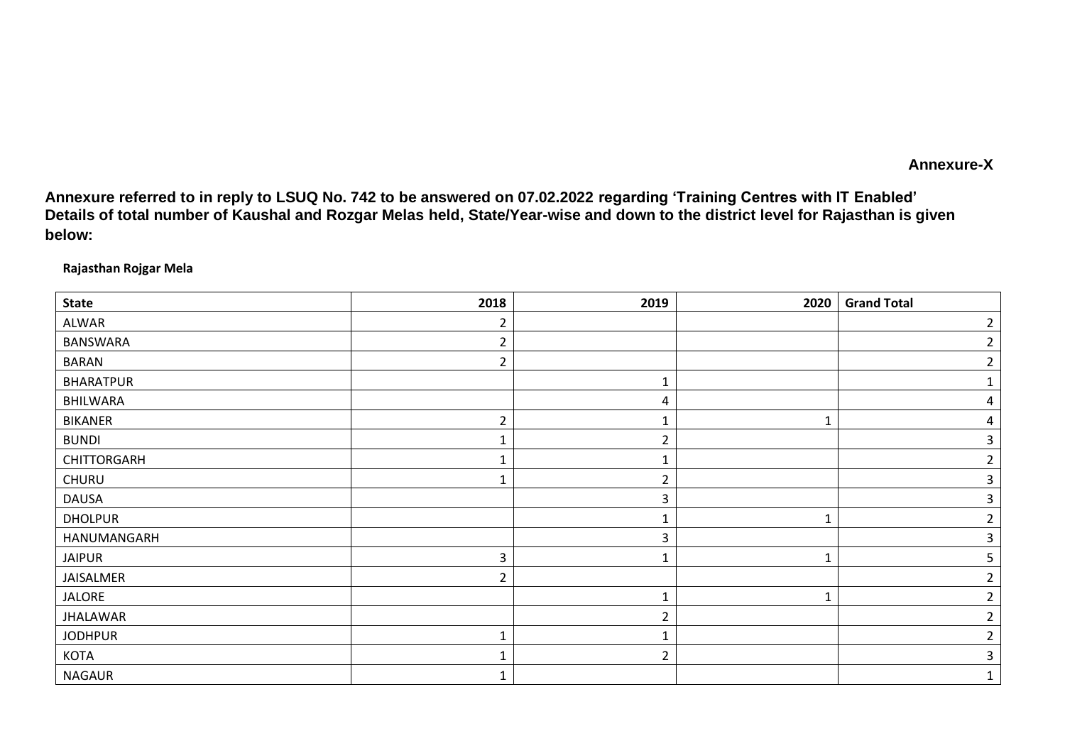**Annexure-X**

**Annexure referred to in reply to LSUQ No. 742 to be answered on 07.02.2022 regarding 'Training Centres with IT Enabled' Details of total number of Kaushal and Rozgar Melas held, State/Year-wise and down to the district level for Rajasthan is given below:**

**Rajasthan Rojgar Mela**

| State | 2018 | 2019 | 2020 | Grand Total |
|---|---|---|---|---|
| ALWAR | 2 | | | 2 |
| BANSWARA | 2 | | | 2 |
| BARAN | 2 | | | 2 |
| BHARATPUR | | 1 | | 1 |
| BHILWARA | | 4 | | 4 |
| BIKANER | 2 | 1 | 1 | 4 |
| BUNDI | 1 | 2 | | 3 |
| CHITTORGARH | 1 | 1 | | 2 |
| CHURU | 1 | 2 | | 3 |
| DAUSA | | 3 | | 3 |
| DHOLPUR | | 1 | 1 | 2 |
| HANUMANGARH | | 3 | | 3 |
| JAIPUR | 3 | 1 | 1 | 5 |
| JAISALMER | 2 | | | 2 |
| JALORE | | 1 | 1 | 2 |
| JHALAWAR | | 2 | | 2 |
| JODHPUR | 1 | 1 | | 2 |
| KOTA | 1 | 2 | | 3 |
| NAGAUR | 1 | | | 1 |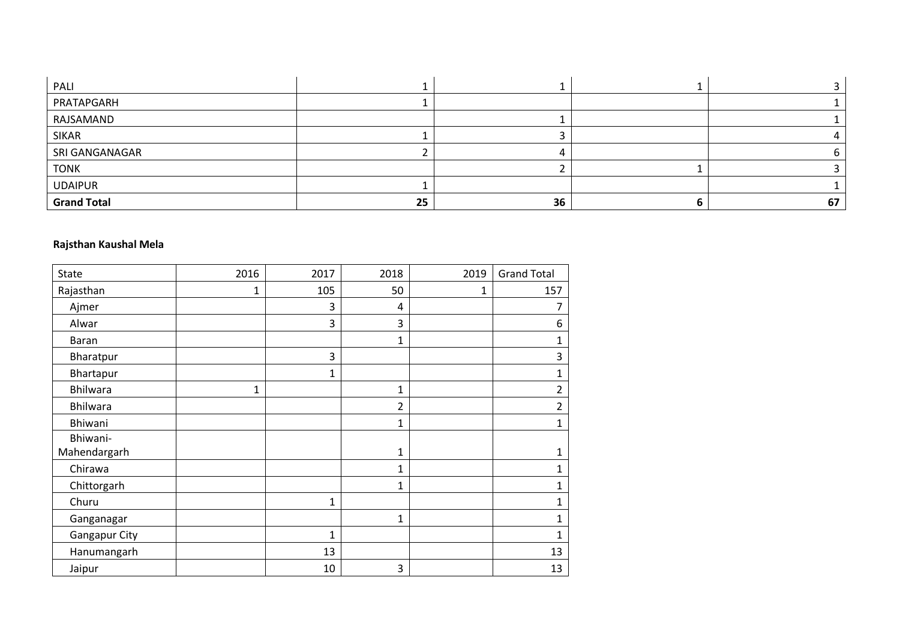| | | | | |
|---|---|---|---|---|
| PALI | 1 | 1 | 1 | 3 |
| PRATAPGARH | 1 | | | 1 |
| RAJSAMAND | | 1 | | 1 |
| SIKAR | 1 | 3 | | 4 |
| SRI GANGANAGAR | 2 | 4 | | 6 |
| TONK | | 2 | 1 | 3 |
| UDAIPUR | 1 | | | 1 |
| **Grand Total** | **25** | **36** | **6** | **67** |

**Rajsthan Kaushal Mela**

| State | 2016 | 2017 | 2018 | 2019 | Grand Total |
|---|---|---|---|---|---|
| Rajasthan | 1 | 105 | 50 | 1 | 157 |
| Ajmer | | 3 | 4 | | 7 |
| Alwar | | 3 | 3 | | 6 |
| Baran | | | 1 | | 1 |
| Bharatpur | | 3 | | | 3 |
| Bhartapur | | 1 | | | 1 |
| Bhilwara | 1 | | 1 | | 2 |
| Bhilwara | | | 2 | | 2 |
| Bhiwani | | | 1 | | 1 |
| Bhiwani-Mahendargarh | | | 1 | | 1 |
| Chirawa | | | 1 | | 1 |
| Chittorgarh | | | 1 | | 1 |
| Churu | | 1 | | | 1 |
| Ganganagar | | | 1 | | 1 |
| Gangapur City | | 1 | | | 1 |
| Hanumangarh | | 13 | | | 13 |
| Jaipur | | 10 | 3 | | 13 |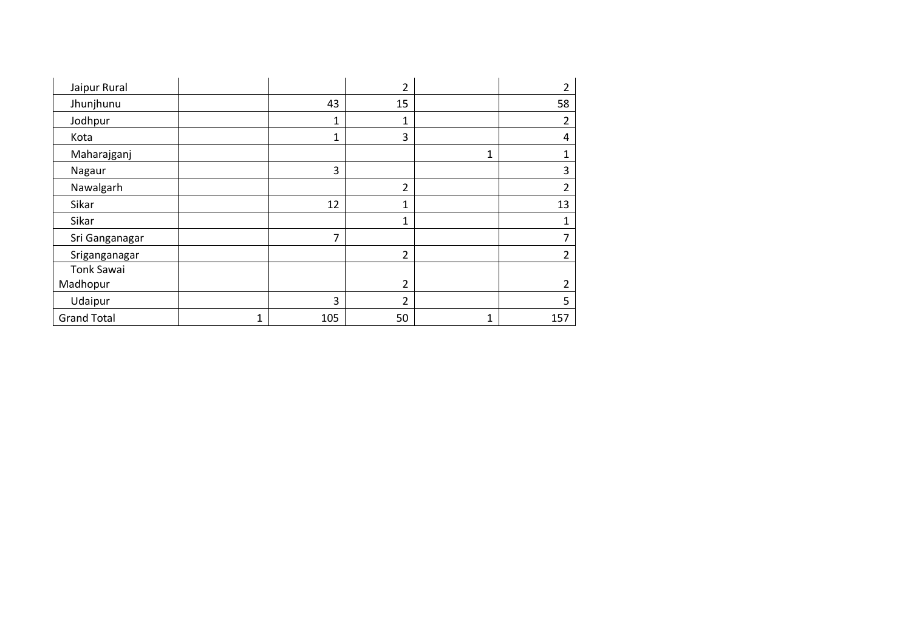| | | | | | |
|---|---|---|---|---|---|
| Jaipur Rural | | | 2 | | 2 |
| Jhunjhunu | | 43 | 15 | | 58 |
| Jodhpur | | 1 | 1 | | 2 |
| Kota | | 1 | 3 | | 4 |
| Maharajganj | | | | 1 | 1 |
| Nagaur | | 3 | | | 3 |
| Nawalgarh | | | 2 | | 2 |
| Sikar | | 12 | 1 | | 13 |
| Sikar | | | 1 | | 1 |
| Sri Ganganagar | | 7 | | | 7 |
| Sriganganagar | | | 2 | | 2 |
| Tonk Sawai Madhopur | | | 2 | | 2 |
| Udaipur | | 3 | 2 | | 5 |
| Grand Total | 1 | 105 | 50 | 1 | 157 |